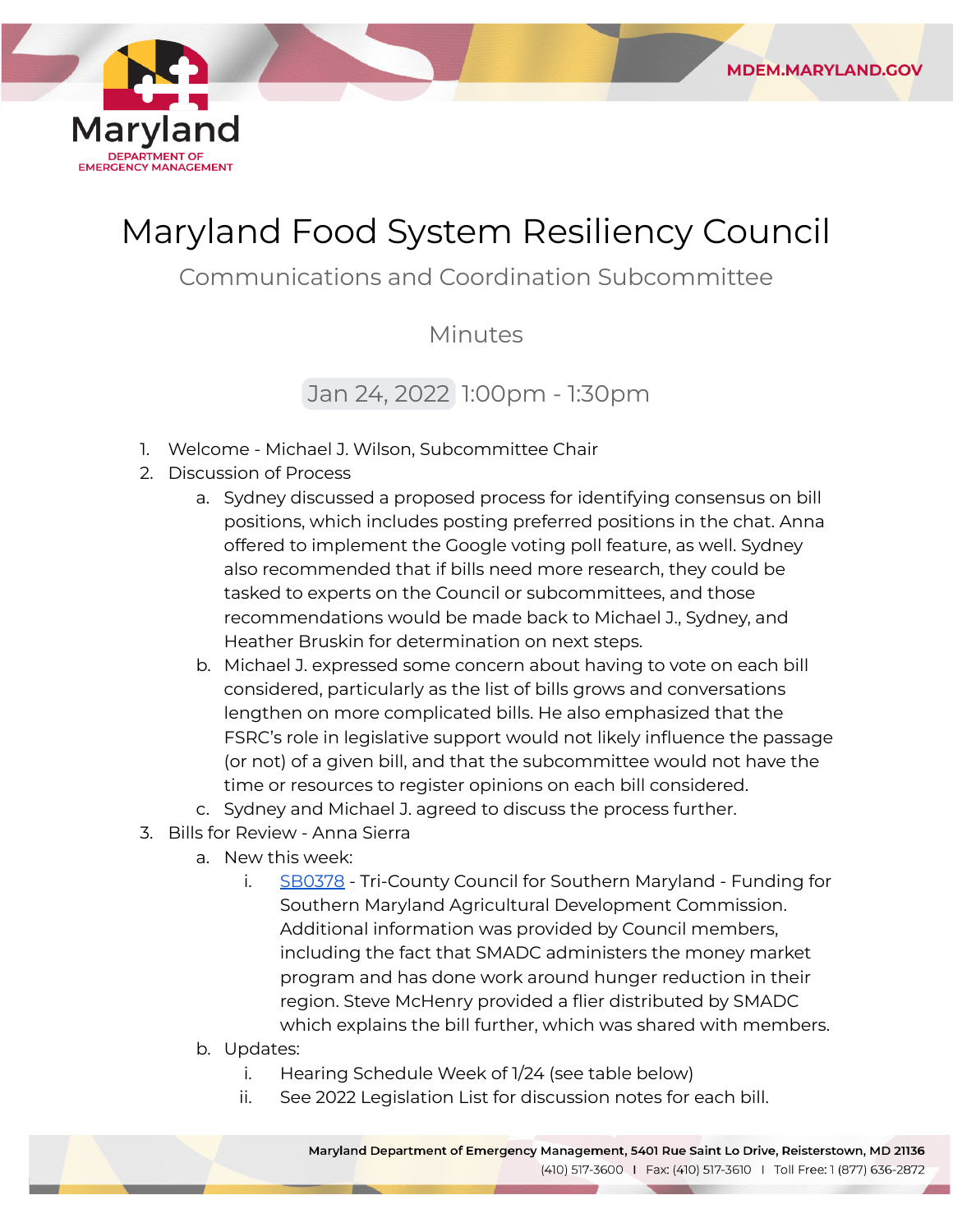# Maryland Food System Resiliency Council

## Communications and Coordination Subcommittee

### Minutes

Jan 24, 2022 1:00pm - 1:30pm

1. Welcome - Michael J. Wilson, Subcommittee Chair
2. Discussion of Process
   a. Sydney discussed a proposed process for identifying consensus on bill positions, which includes posting preferred positions in the chat. Anna offered to implement the Google voting poll feature, as well. Sydney also recommended that if bills need more research, they could be tasked to experts on the Council or subcommittees, and those recommendations would be made back to Michael J., Sydney, and Heather Bruskin for determination on next steps.
   b. Michael J. expressed some concern about having to vote on each bill considered, particularly as the list of bills grows and conversations lengthen on more complicated bills. He also emphasized that the FSRC's role in legislative support would not likely influence the passage (or not) of a given bill, and that the subcommittee would not have the time or resources to register opinions on each bill considered.
   c. Sydney and Michael J. agreed to discuss the process further.
3. Bills for Review - Anna Sierra
   a. New this week:
      i. SB0378 - Tri-County Council for Southern Maryland - Funding for Southern Maryland Agricultural Development Commission. Additional information was provided by Council members, including the fact that SMADC administers the money market program and has done work around hunger reduction in their region. Steve McHenry provided a flier distributed by SMADC which explains the bill further, which was shared with members.
   b. Updates:
      i. Hearing Schedule Week of 1/24 (see table below)
      ii. See 2022 Legislation List for discussion notes for each bill.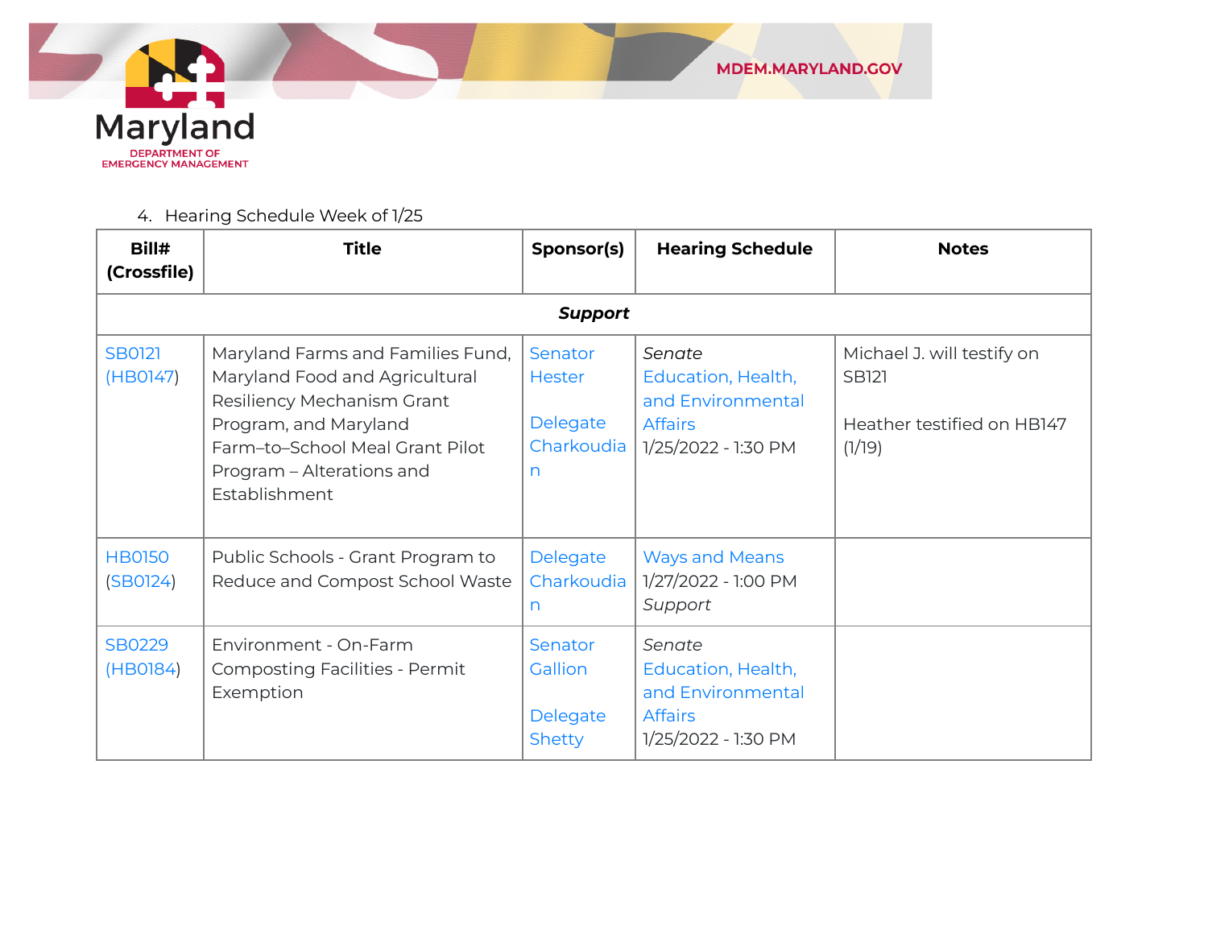4. Hearing Schedule Week of 1/25

| Bill# (Crossfile) | Title | Sponsor(s) | Hearing Schedule | Notes |
|---|---|---|---|---|
| ***Support*** | | | | |
| SB0121 (HB0147) | Maryland Farms and Families Fund, Maryland Food and Agricultural Resiliency Mechanism Grant Program, and Maryland Farm–to–School Meal Grant Pilot Program – Alterations and Establishment | Senator Hester<br><br>Delegate Charkoudian | *Senate*<br>Education, Health, and Environmental Affairs<br>1/25/2022 - 1:30 PM | Michael J. will testify on SB121<br><br>Heather testified on HB147 (1/19) |
| HB0150 (SB0124) | Public Schools - Grant Program to Reduce and Compost School Waste | Delegate Charkoudian | Ways and Means<br>1/27/2022 - 1:00 PM<br>*Support* | |
| SB0229 (HB0184) | Environment - On-Farm Composting Facilities - Permit Exemption | Senator Gallion<br><br>Delegate Shetty | *Senate*<br>Education, Health, and Environmental Affairs<br>1/25/2022 - 1:30 PM | |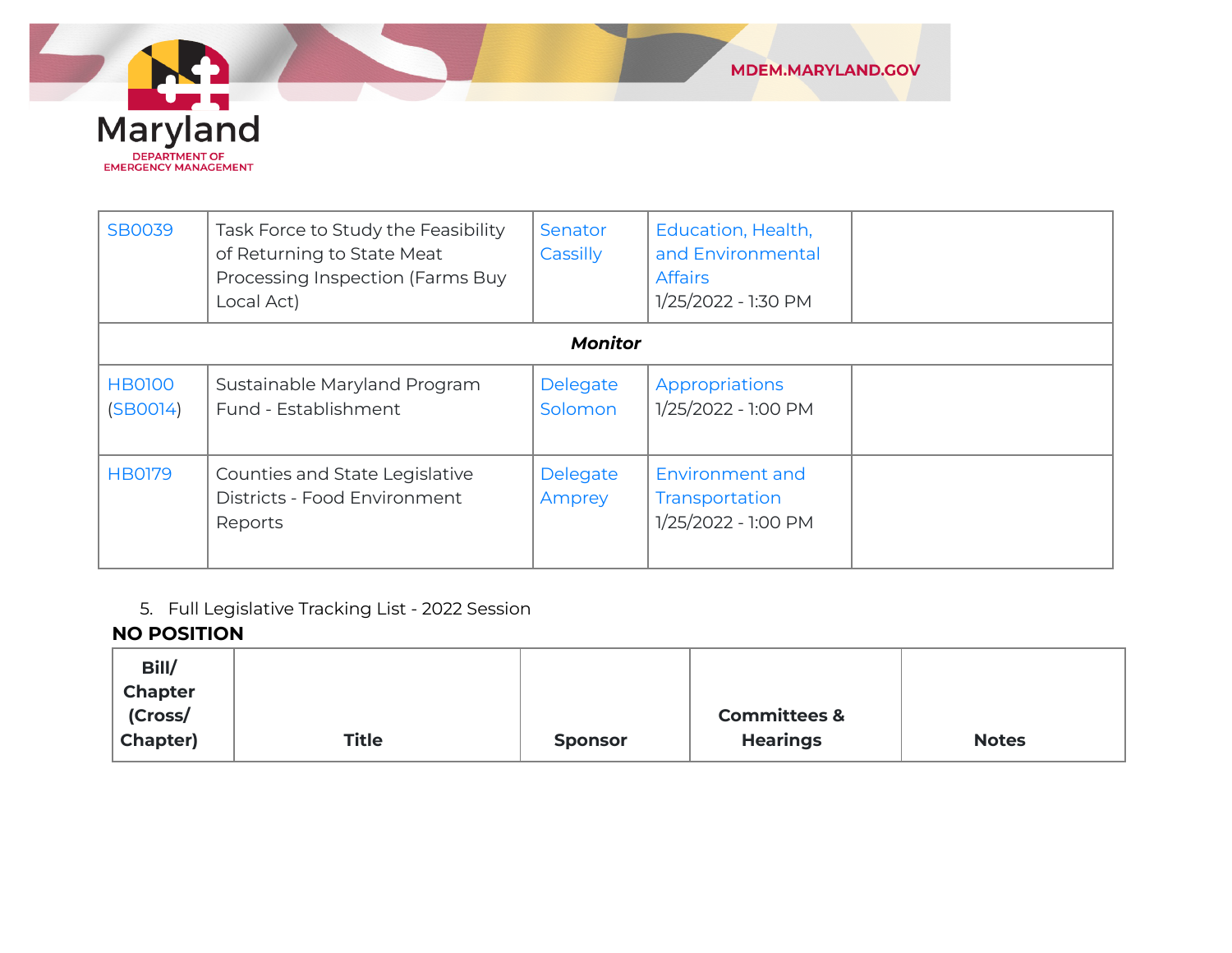| | | | | |
|---|---|---|---|---|
| SB0039 | Task Force to Study the Feasibility of Returning to State Meat Processing Inspection (Farms Buy Local Act) | Senator Cassilly | Education, Health, and Environmental Affairs 1/25/2022 - 1:30 PM | |
| ***Monitor*** | | | | |
| HB0100 (SB0014) | Sustainable Maryland Program Fund - Establishment | Delegate Solomon | Appropriations 1/25/2022 - 1:00 PM | |
| HB0179 | Counties and State Legislative Districts - Food Environment Reports | Delegate Amprey | Environment and Transportation 1/25/2022 - 1:00 PM | |

5. Full Legislative Tracking List - 2022 Session

**NO POSITION**

| Bill/ Chapter (Cross/ Chapter) | Title | Sponsor | Committees & Hearings | Notes |
|---|---|---|---|---|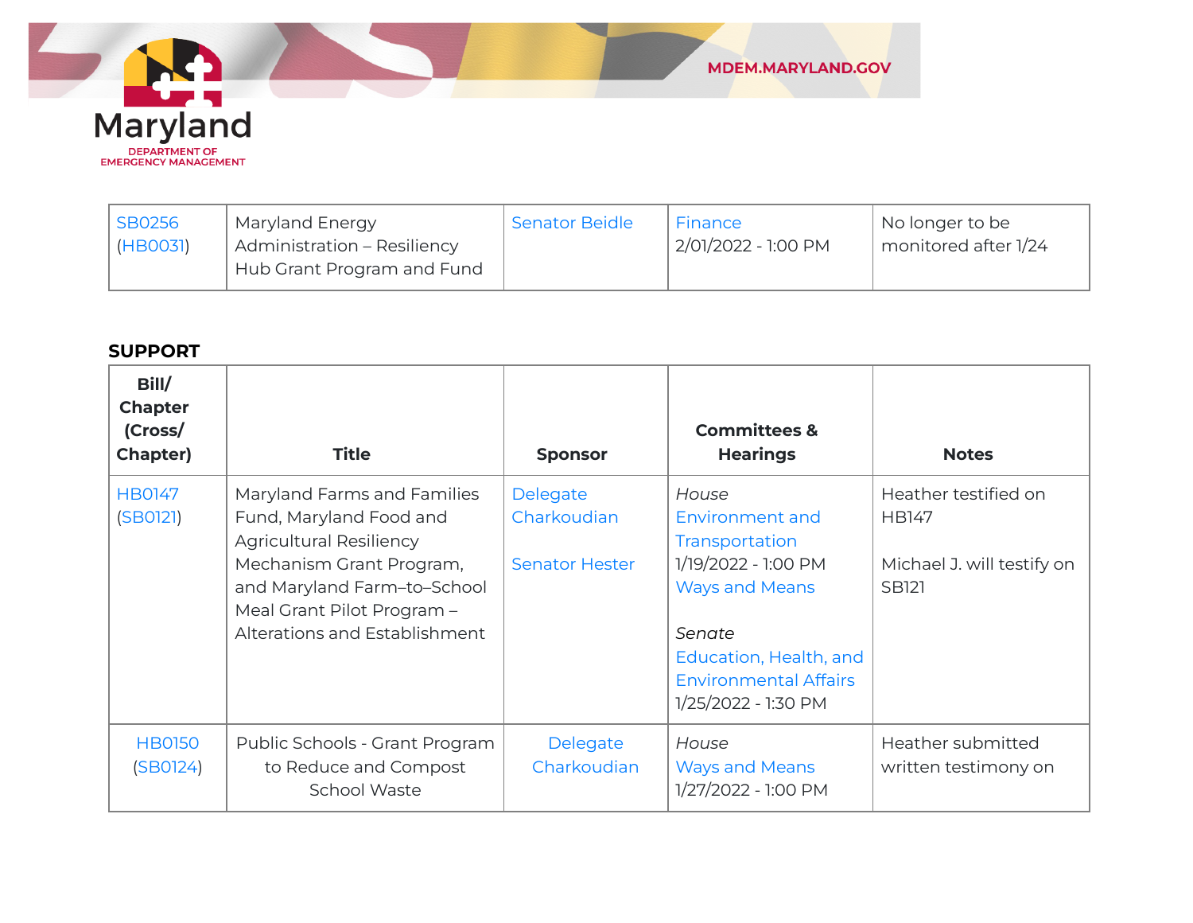| SB0256 (HB0031) | Maryland Energy Administration – Resiliency Hub Grant Program and Fund | Senator Beidle | Finance 2/01/2022 - 1:00 PM | No longer to be monitored after 1/24 |
|---|---|---|---|---|

**SUPPORT**

| Bill/ Chapter (Cross/ Chapter) | Title | Sponsor | Committees & Hearings | Notes |
|---|---|---|---|---|
| HB0147 (SB0121) | Maryland Farms and Families Fund, Maryland Food and Agricultural Resiliency Mechanism Grant Program, and Maryland Farm–to–School Meal Grant Pilot Program – Alterations and Establishment | Delegate Charkoudian<br><br>Senator Hester | *House*<br>Environment and Transportation<br>1/19/2022 - 1:00 PM<br>Ways and Means<br><br>*Senate*<br>Education, Health, and Environmental Affairs<br>1/25/2022 - 1:30 PM | Heather testified on HB147<br><br>Michael J. will testify on SB121 |
| HB0150 (SB0124) | Public Schools - Grant Program to Reduce and Compost School Waste | Delegate Charkoudian | *House*<br>Ways and Means<br>1/27/2022 - 1:00 PM | Heather submitted written testimony on |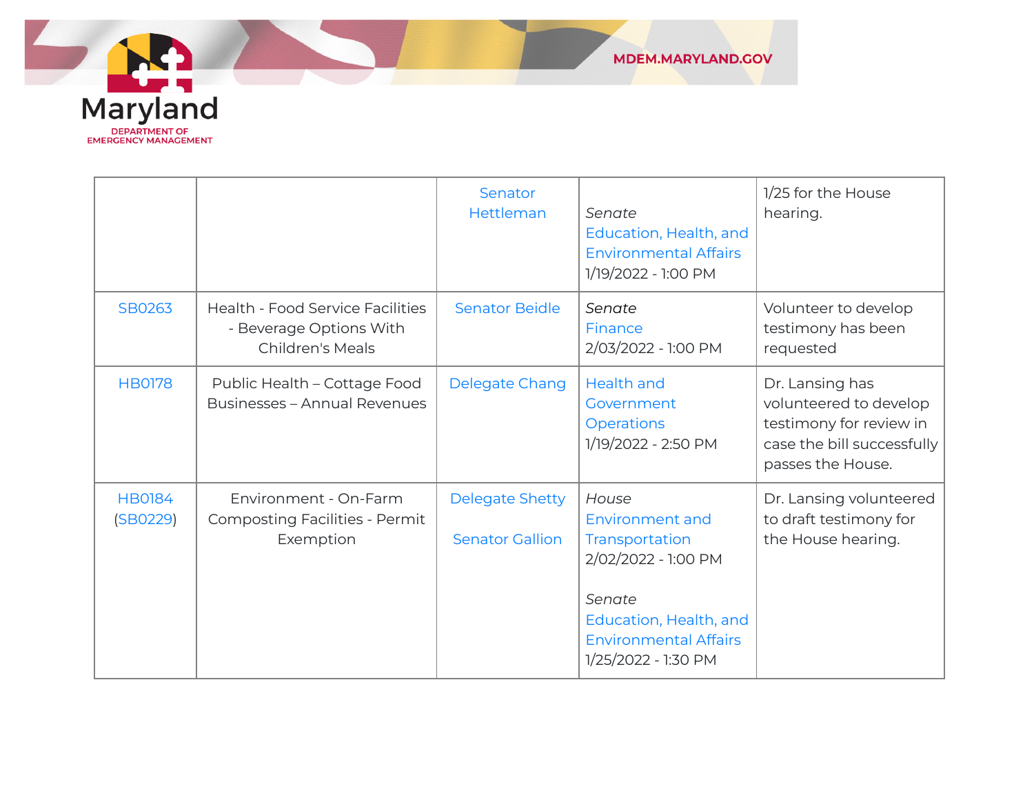| | | | | |
|---|---|---|---|---|
| | | Senator Hettleman | *Senate* Education, Health, and Environmental Affairs 1/19/2022 - 1:00 PM | 1/25 for the House hearing. |
| SB0263 | Health - Food Service Facilities - Beverage Options With Children's Meals | Senator Beidle | *Senate* Finance 2/03/2022 - 1:00 PM | Volunteer to develop testimony has been requested |
| HB0178 | Public Health – Cottage Food Businesses – Annual Revenues | Delegate Chang | Health and Government Operations 1/19/2022 - 2:50 PM | Dr. Lansing has volunteered to develop testimony for review in case the bill successfully passes the House. |
| HB0184 (SB0229) | Environment - On-Farm Composting Facilities - Permit Exemption | Delegate Shetty<br><br>Senator Gallion | *House* Environment and Transportation 2/02/2022 - 1:00 PM<br><br>*Senate* Education, Health, and Environmental Affairs 1/25/2022 - 1:30 PM | Dr. Lansing volunteered to draft testimony for the House hearing. |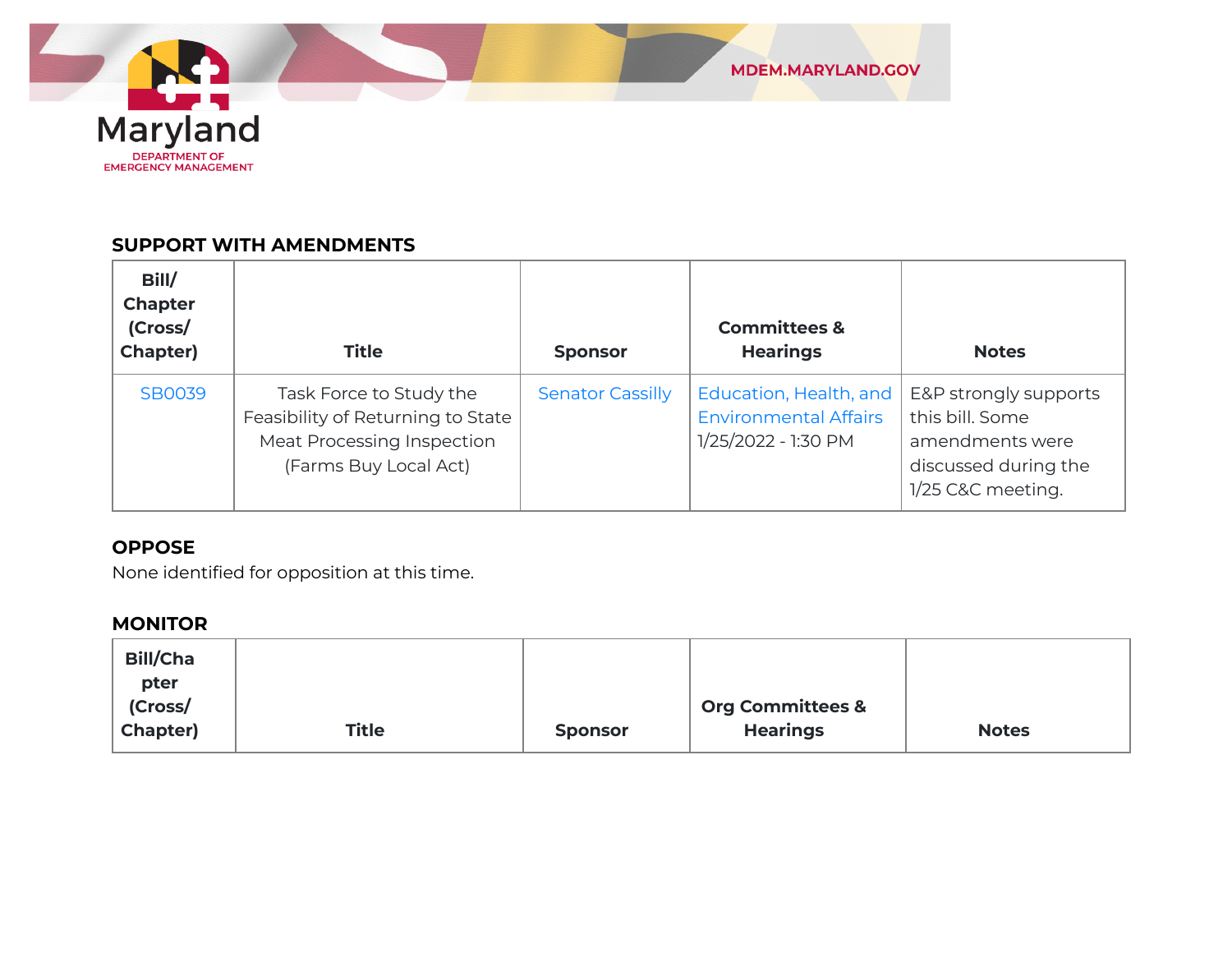## SUPPORT WITH AMENDMENTS

| Bill/ Chapter (Cross/ Chapter) | Title | Sponsor | Committees & Hearings | Notes |
|---|---|---|---|---|
| SB0039 | Task Force to Study the Feasibility of Returning to State Meat Processing Inspection (Farms Buy Local Act) | Senator Cassilly | Education, Health, and Environmental Affairs 1/25/2022 - 1:30 PM | E&P strongly supports this bill. Some amendments were discussed during the 1/25 C&C meeting. |

## OPPOSE

None identified for opposition at this time.

## MONITOR

| Bill/Chapter (Cross/ Chapter) | Title | Sponsor | Org Committees & Hearings | Notes |
|---|---|---|---|---|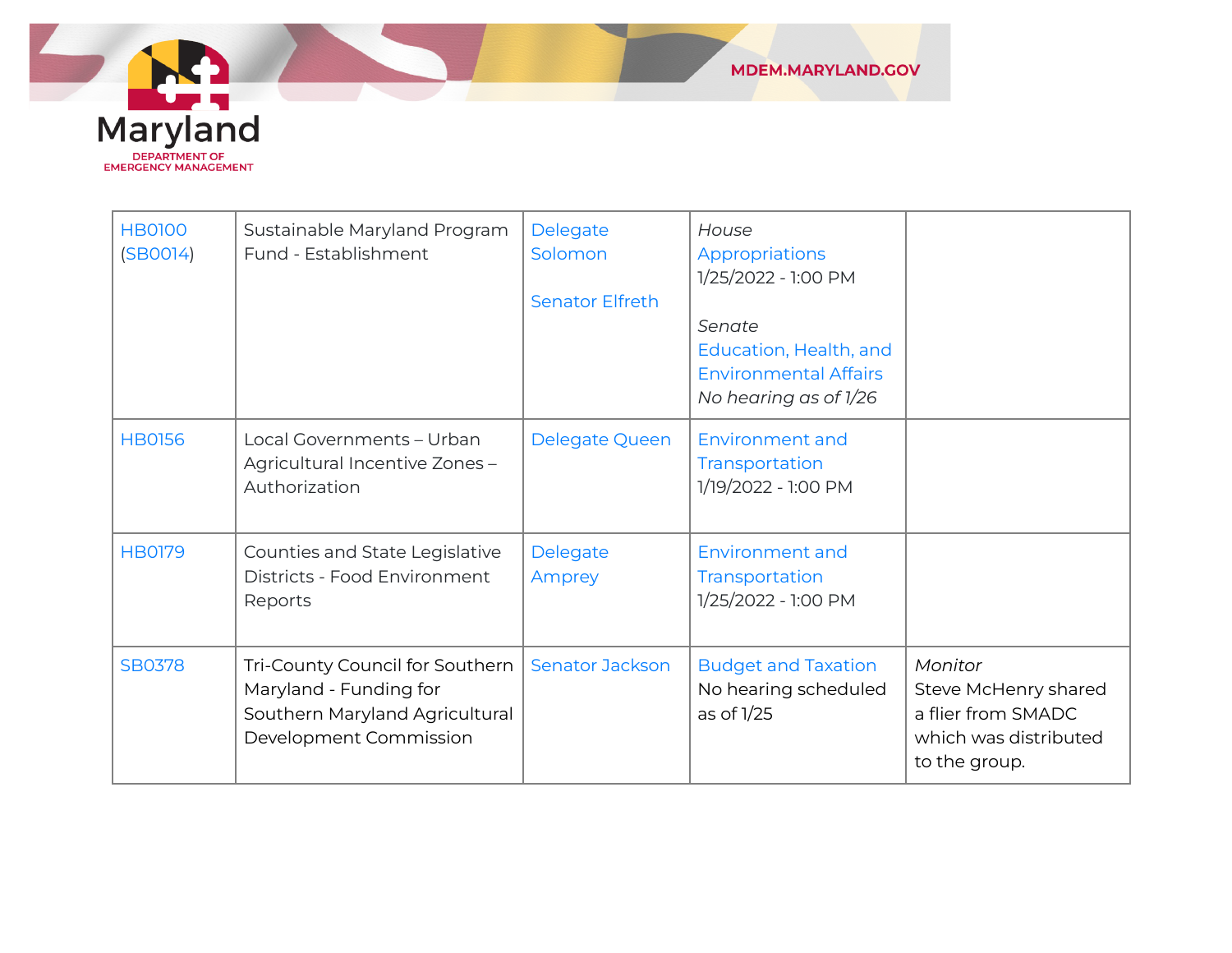| | | | | |
|---|---|---|---|---|
| HB0100 (SB0014) | Sustainable Maryland Program Fund - Establishment | Delegate Solomon<br><br>Senator Elfreth | *House*<br>Appropriations<br>1/25/2022 - 1:00 PM<br><br>*Senate*<br>Education, Health, and Environmental Affairs<br>*No hearing as of 1/26* | |
| HB0156 | Local Governments – Urban Agricultural Incentive Zones – Authorization | Delegate Queen | Environment and Transportation<br>1/19/2022 - 1:00 PM | |
| HB0179 | Counties and State Legislative Districts - Food Environment Reports | Delegate Amprey | Environment and Transportation<br>1/25/2022 - 1:00 PM | |
| SB0378 | Tri-County Council for Southern Maryland - Funding for Southern Maryland Agricultural Development Commission | Senator Jackson | Budget and Taxation<br>No hearing scheduled as of 1/25 | *Monitor*<br>Steve McHenry shared a flier from SMADC which was distributed to the group. |